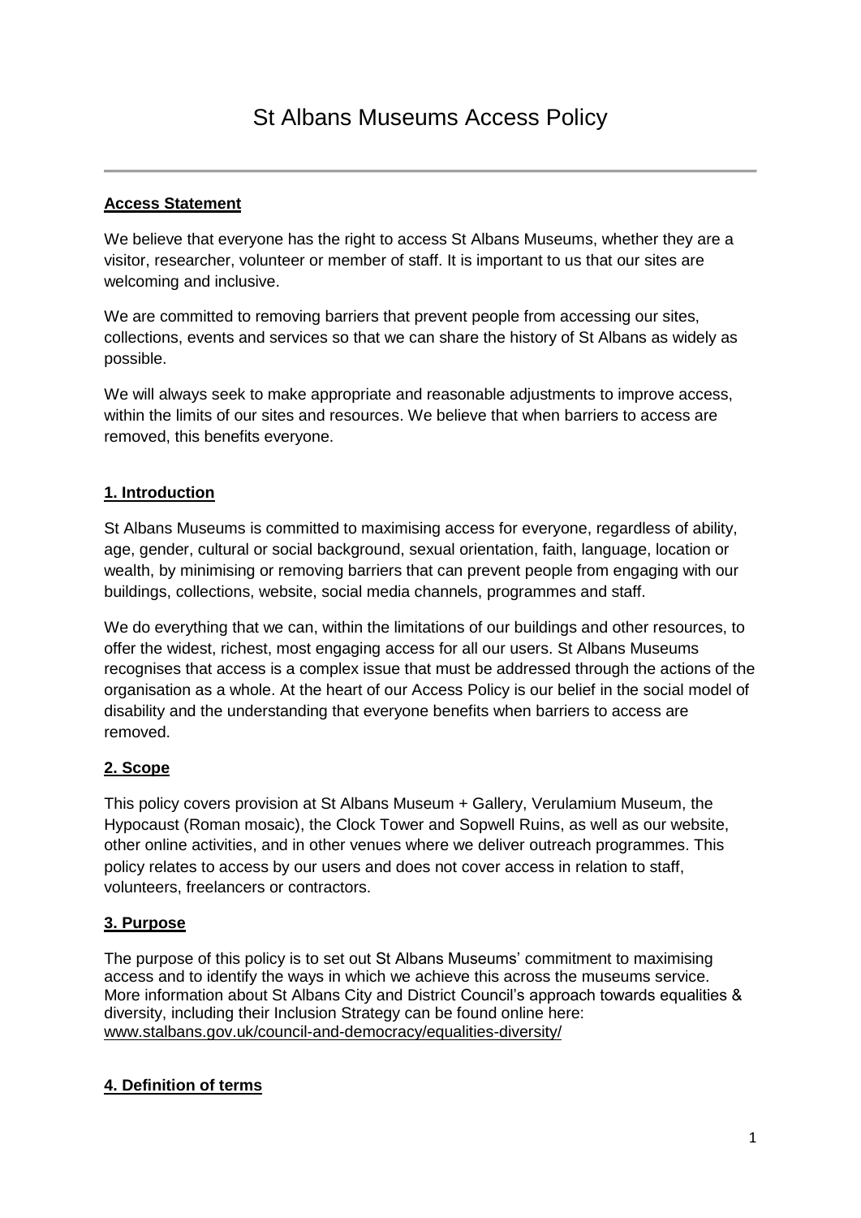# St Albans Museums Access Policy

---

**Access Statement**

We believe that everyone has the right to access St Albans Museums, whether they are a visitor, researcher, volunteer or member of staff. It is important to us that our sites are welcoming and inclusive.

We are committed to removing barriers that prevent people from accessing our sites, collections, events and services so that we can share the history of St Albans as widely as possible.

We will always seek to make appropriate and reasonable adjustments to improve access, within the limits of our sites and resources. We believe that when barriers to access are removed, this benefits everyone.

**1. Introduction**

St Albans Museums is committed to maximising access for everyone, regardless of ability, age, gender, cultural or social background, sexual orientation, faith, language, location or wealth, by minimising or removing barriers that can prevent people from engaging with our buildings, collections, website, social media channels, programmes and staff.

We do everything that we can, within the limitations of our buildings and other resources, to offer the widest, richest, most engaging access for all our users. St Albans Museums recognises that access is a complex issue that must be addressed through the actions of the organisation as a whole. At the heart of our Access Policy is our belief in the social model of disability and the understanding that everyone benefits when barriers to access are removed.

**2. Scope**

This policy covers provision at St Albans Museum + Gallery, Verulamium Museum, the Hypocaust (Roman mosaic), the Clock Tower and Sopwell Ruins, as well as our website, other online activities, and in other venues where we deliver outreach programmes. This policy relates to access by our users and does not cover access in relation to staff, volunteers, freelancers or contractors.

**3. Purpose**

The purpose of this policy is to set out St Albans Museums' commitment to maximising access and to identify the ways in which we achieve this across the museums service. More information about St Albans City and District Council's approach towards equalities & diversity, including their Inclusion Strategy can be found online here: www.stalbans.gov.uk/council-and-democracy/equalities-diversity/

**4. Definition of terms**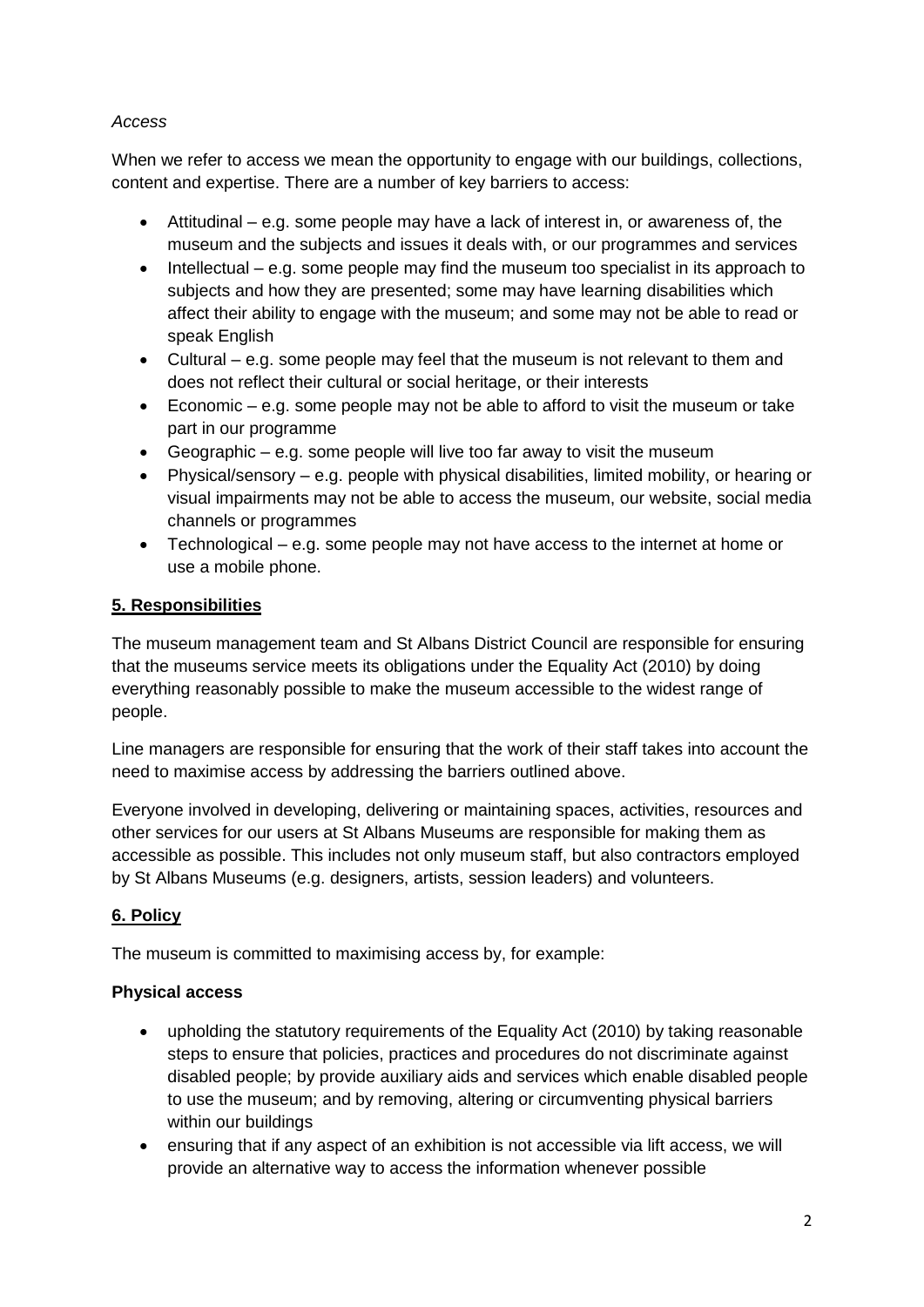*Access*

When we refer to access we mean the opportunity to engage with our buildings, collections, content and expertise. There are a number of key barriers to access:

- Attitudinal – e.g. some people may have a lack of interest in, or awareness of, the museum and the subjects and issues it deals with, or our programmes and services
- Intellectual – e.g. some people may find the museum too specialist in its approach to subjects and how they are presented; some may have learning disabilities which affect their ability to engage with the museum; and some may not be able to read or speak English
- Cultural – e.g. some people may feel that the museum is not relevant to them and does not reflect their cultural or social heritage, or their interests
- Economic – e.g. some people may not be able to afford to visit the museum or take part in our programme
- Geographic – e.g. some people will live too far away to visit the museum
- Physical/sensory – e.g. people with physical disabilities, limited mobility, or hearing or visual impairments may not be able to access the museum, our website, social media channels or programmes
- Technological – e.g. some people may not have access to the internet at home or use a mobile phone.

## 5. Responsibilities

The museum management team and St Albans District Council are responsible for ensuring that the museums service meets its obligations under the Equality Act (2010) by doing everything reasonably possible to make the museum accessible to the widest range of people.

Line managers are responsible for ensuring that the work of their staff takes into account the need to maximise access by addressing the barriers outlined above.

Everyone involved in developing, delivering or maintaining spaces, activities, resources and other services for our users at St Albans Museums are responsible for making them as accessible as possible. This includes not only museum staff, but also contractors employed by St Albans Museums (e.g. designers, artists, session leaders) and volunteers.

## 6. Policy

The museum is committed to maximising access by, for example:

**Physical access**

- upholding the statutory requirements of the Equality Act (2010) by taking reasonable steps to ensure that policies, practices and procedures do not discriminate against disabled people; by provide auxiliary aids and services which enable disabled people to use the museum; and by removing, altering or circumventing physical barriers within our buildings
- ensuring that if any aspect of an exhibition is not accessible via lift access, we will provide an alternative way to access the information whenever possible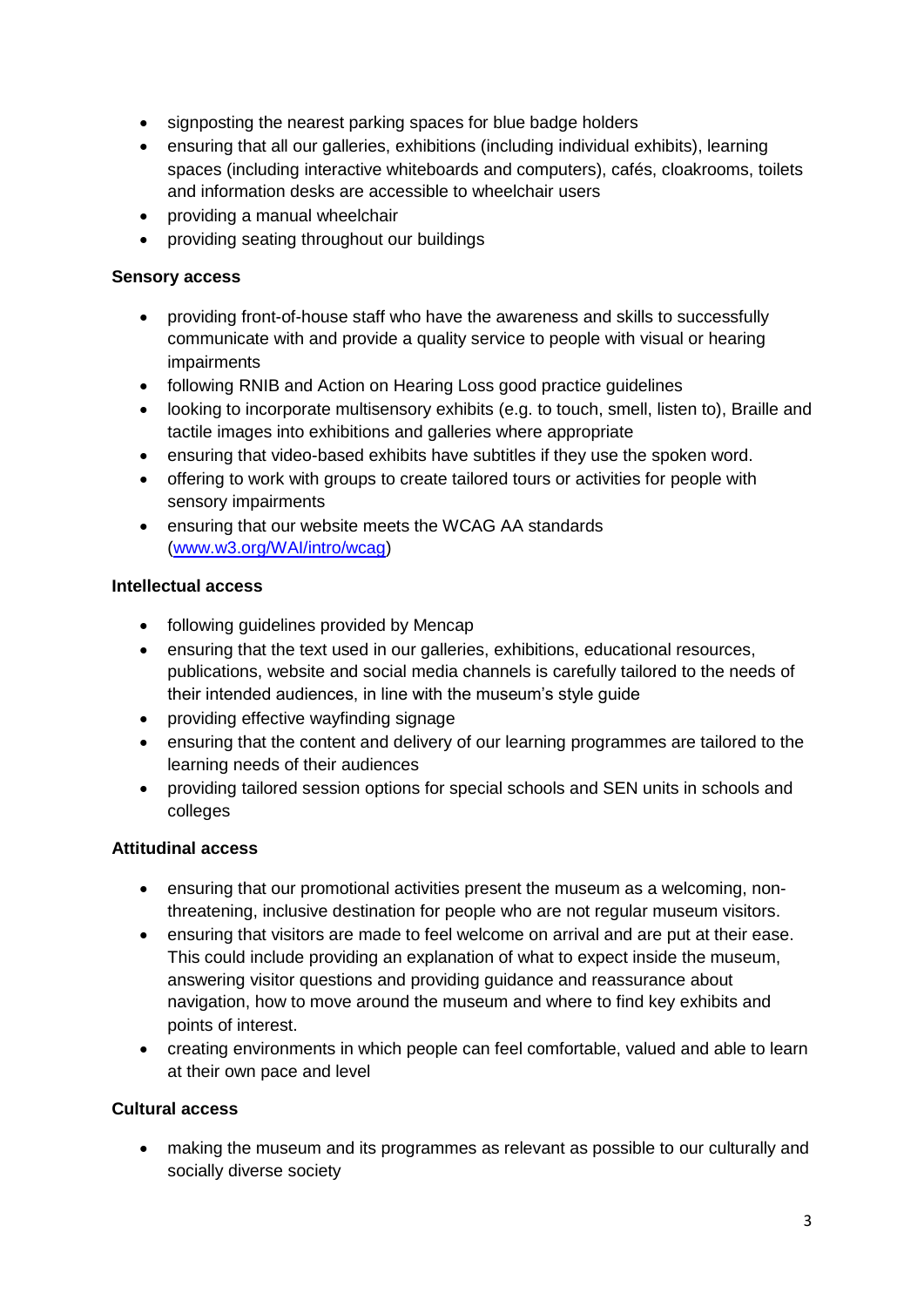- signposting the nearest parking spaces for blue badge holders
- ensuring that all our galleries, exhibitions (including individual exhibits), learning spaces (including interactive whiteboards and computers), cafés, cloakrooms, toilets and information desks are accessible to wheelchair users
- providing a manual wheelchair
- providing seating throughout our buildings

**Sensory access**

- providing front-of-house staff who have the awareness and skills to successfully communicate with and provide a quality service to people with visual or hearing impairments
- following RNIB and Action on Hearing Loss good practice guidelines
- looking to incorporate multisensory exhibits (e.g. to touch, smell, listen to), Braille and tactile images into exhibitions and galleries where appropriate
- ensuring that video-based exhibits have subtitles if they use the spoken word.
- offering to work with groups to create tailored tours or activities for people with sensory impairments
- ensuring that our website meets the WCAG AA standards ([www.w3.org/WAI/intro/wcag](www.w3.org/WAI/intro/wcag))

**Intellectual access**

- following guidelines provided by Mencap
- ensuring that the text used in our galleries, exhibitions, educational resources, publications, website and social media channels is carefully tailored to the needs of their intended audiences, in line with the museum's style guide
- providing effective wayfinding signage
- ensuring that the content and delivery of our learning programmes are tailored to the learning needs of their audiences
- providing tailored session options for special schools and SEN units in schools and colleges

**Attitudinal access**

- ensuring that our promotional activities present the museum as a welcoming, non-threatening, inclusive destination for people who are not regular museum visitors.
- ensuring that visitors are made to feel welcome on arrival and are put at their ease. This could include providing an explanation of what to expect inside the museum, answering visitor questions and providing guidance and reassurance about navigation, how to move around the museum and where to find key exhibits and points of interest.
- creating environments in which people can feel comfortable, valued and able to learn at their own pace and level

**Cultural access**

- making the museum and its programmes as relevant as possible to our culturally and socially diverse society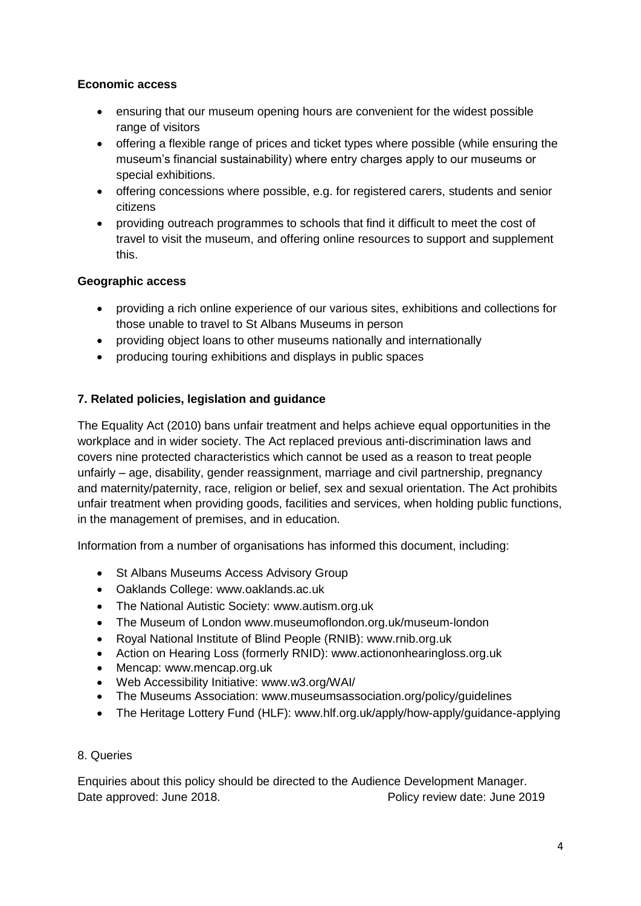**Economic access**

- ensuring that our museum opening hours are convenient for the widest possible range of visitors
- offering a flexible range of prices and ticket types where possible (while ensuring the museum's financial sustainability) where entry charges apply to our museums or special exhibitions.
- offering concessions where possible, e.g. for registered carers, students and senior citizens
- providing outreach programmes to schools that find it difficult to meet the cost of travel to visit the museum, and offering online resources to support and supplement this.

**Geographic access**

- providing a rich online experience of our various sites, exhibitions and collections for those unable to travel to St Albans Museums in person
- providing object loans to other museums nationally and internationally
- producing touring exhibitions and displays in public spaces

**7. Related policies, legislation and guidance**

The Equality Act (2010) bans unfair treatment and helps achieve equal opportunities in the workplace and in wider society. The Act replaced previous anti-discrimination laws and covers nine protected characteristics which cannot be used as a reason to treat people unfairly – age, disability, gender reassignment, marriage and civil partnership, pregnancy and maternity/paternity, race, religion or belief, sex and sexual orientation. The Act prohibits unfair treatment when providing goods, facilities and services, when holding public functions, in the management of premises, and in education.

Information from a number of organisations has informed this document, including:

- St Albans Museums Access Advisory Group
- Oaklands College: www.oaklands.ac.uk
- The National Autistic Society: www.autism.org.uk
- The Museum of London www.museumoflondon.org.uk/museum-london
- Royal National Institute of Blind People (RNIB): www.rnib.org.uk
- Action on Hearing Loss (formerly RNID): www.actiononhearingloss.org.uk
- Mencap: www.mencap.org.uk
- Web Accessibility Initiative: www.w3.org/WAI/
- The Museums Association: www.museumsassociation.org/policy/guidelines
- The Heritage Lottery Fund (HLF): www.hlf.org.uk/apply/how-apply/guidance-applying

8. Queries

Enquiries about this policy should be directed to the Audience Development Manager.
Date approved: June 2018. Policy review date: June 2019